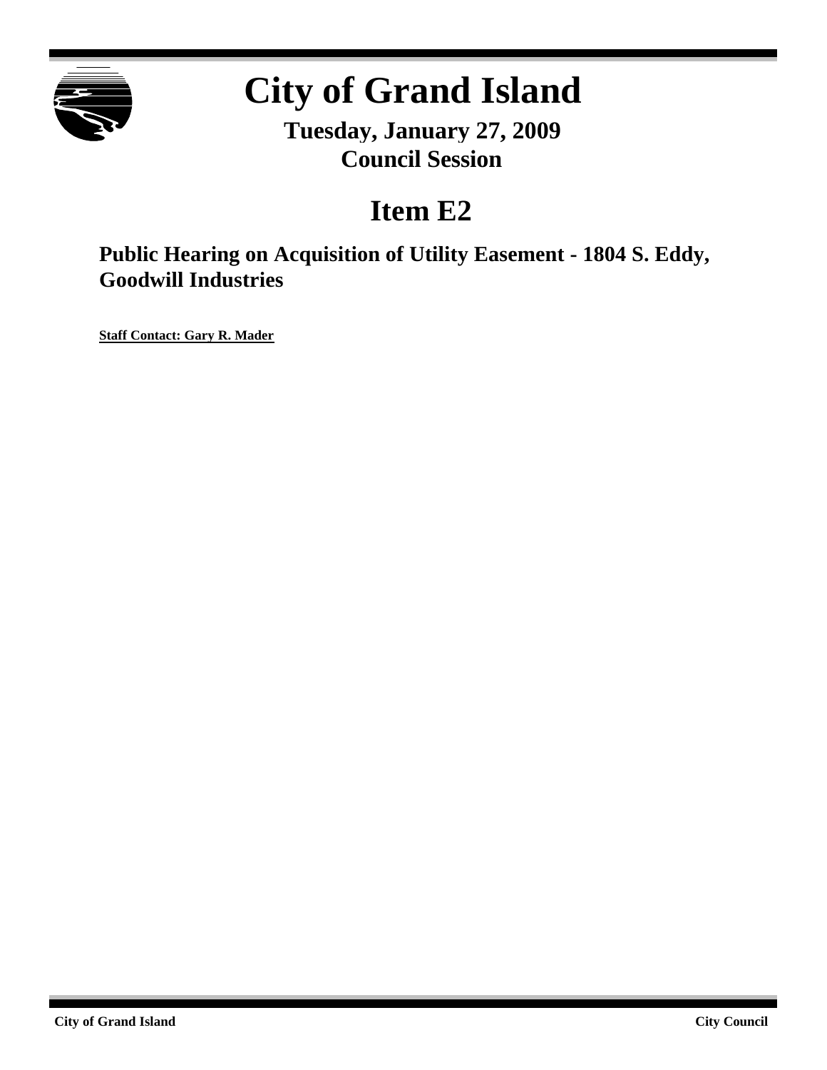# City of Grand Island

**Tuesday, January 27, 2009**
**Council Session**

## Item E2

### Public Hearing on Acquisition of Utility Easement - 1804 S. Eddy, Goodwill Industries

**Staff Contact: Gary R. Mader**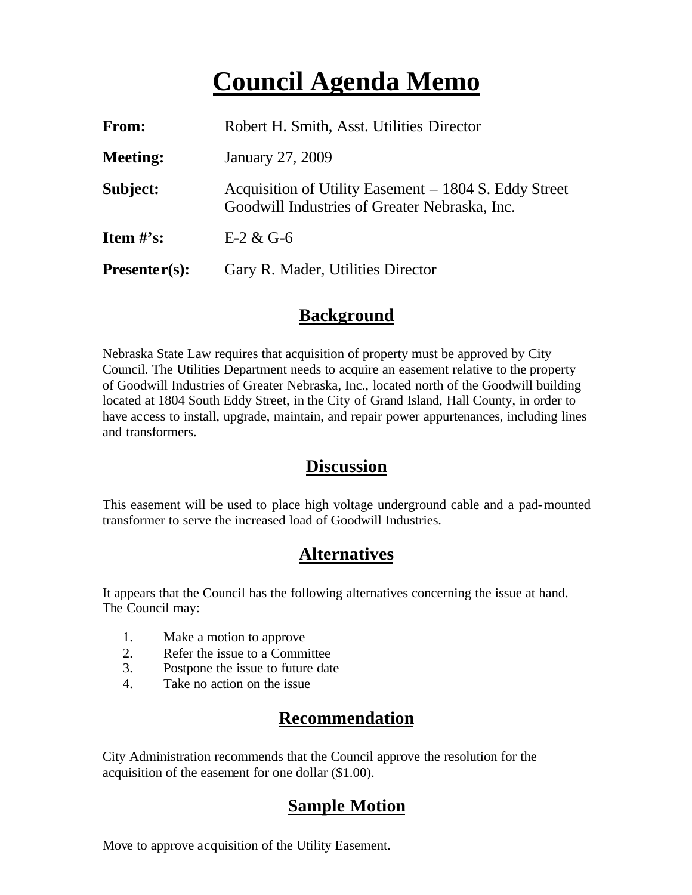# Council Agenda Memo

**From:** Robert H. Smith, Asst. Utilities Director

**Meeting:** January 27, 2009

**Subject:** Acquisition of Utility Easement – 1804 S. Eddy Street Goodwill Industries of Greater Nebraska, Inc.

**Item #'s:** E-2 & G-6

**Presenter(s):** Gary R. Mader, Utilities Director

## Background

Nebraska State Law requires that acquisition of property must be approved by City Council. The Utilities Department needs to acquire an easement relative to the property of Goodwill Industries of Greater Nebraska, Inc., located north of the Goodwill building located at 1804 South Eddy Street, in the City of Grand Island, Hall County, in order to have access to install, upgrade, maintain, and repair power appurtenances, including lines and transformers.

## Discussion

This easement will be used to place high voltage underground cable and a pad-mounted transformer to serve the increased load of Goodwill Industries.

## Alternatives

It appears that the Council has the following alternatives concerning the issue at hand. The Council may:

1. Make a motion to approve
2. Refer the issue to a Committee
3. Postpone the issue to future date
4. Take no action on the issue

## Recommendation

City Administration recommends that the Council approve the resolution for the acquisition of the easement for one dollar ($1.00).

## Sample Motion

Move to approve acquisition of the Utility Easement.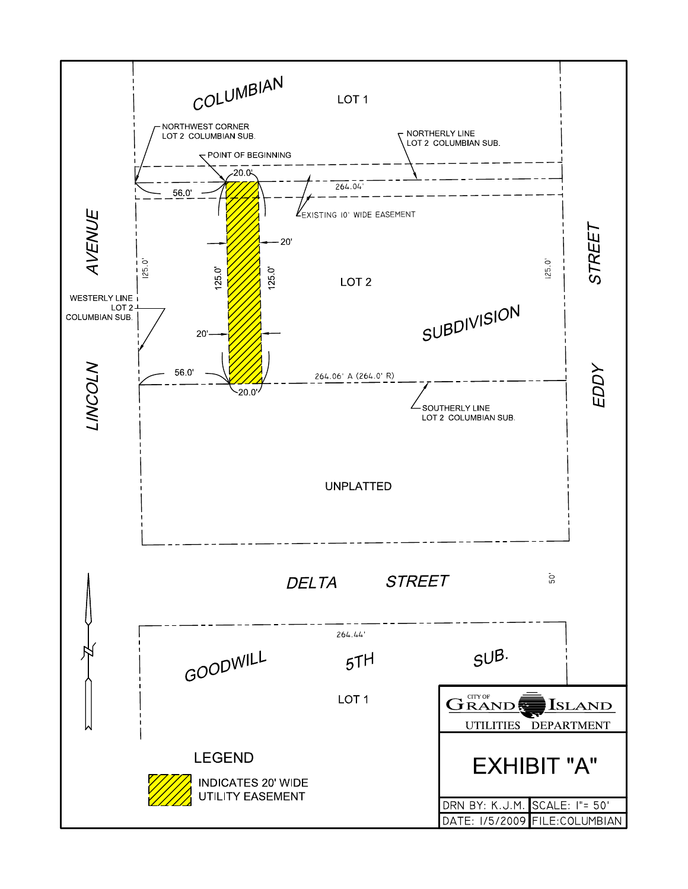COLUMBIAN

LOT 1

NORTHWEST CORNER
LOT 2 COLUMBIAN SUB.

POINT OF BEGINNING

NORTHERLY LINE
LOT 2 COLUMBIAN SUB.

20.0'

56.0'

264.04'

EXISTING 10' WIDE EASEMENT

AVENUE

125.0'

125.0'

20'

125.0'

LOT 2

125.0'

STREET

WESTERLY LINE
LOT 2
COLUMBIAN SUB.

20'

SUBDIVISION

LINCOLN

56.0'

264.06' A (264.0' R)

EDDY

20.0'

SOUTHERLY LINE
LOT 2 COLUMBIAN SUB.

UNPLATTED

DELTA STREET

50'

264.44'

GOODWILL 5TH SUB.

LOT 1

N

LEGEND

INDICATES 20' WIDE UTILITY EASEMENT

CITY OF GRAND ISLAND
UTILITIES DEPARTMENT

EXHIBIT "A"

| | |
|---|---|
| DRN BY: K.J.M. | SCALE: 1"= 50' |
| DATE: 1/5/2009 | FILE:COLUMBIAN |